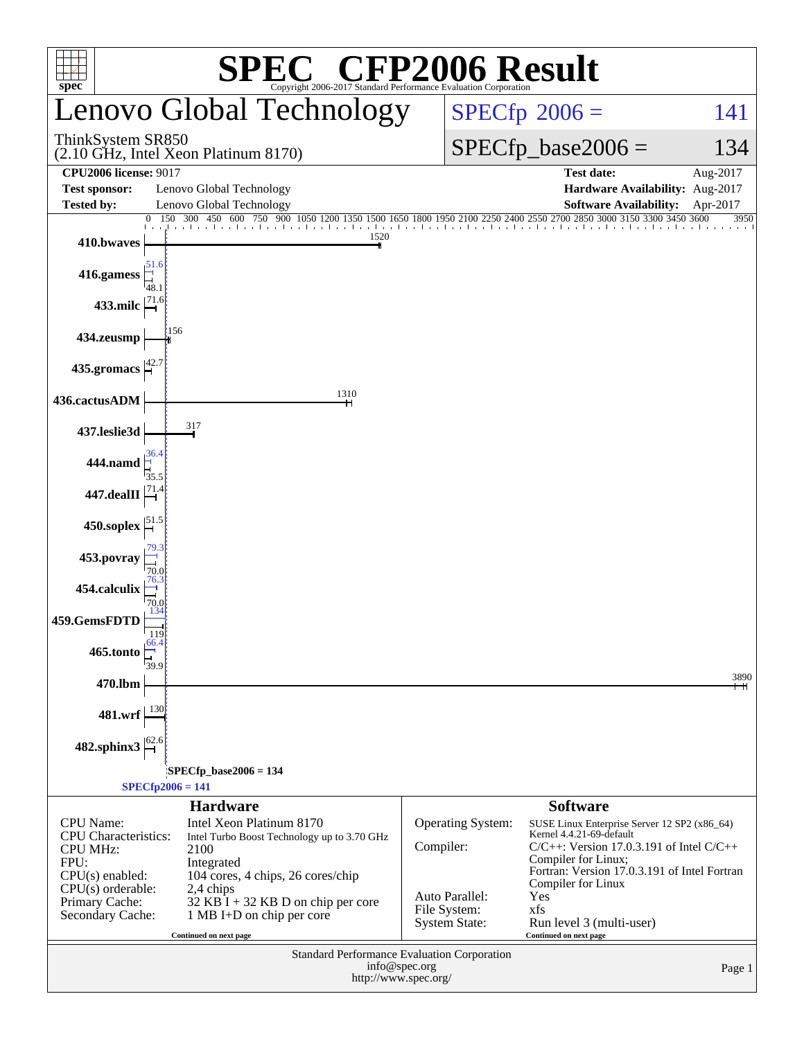# SPEC® CFP2006 Result

Copyright 2006-2017 Standard Performance Evaluation Corporation

## Lenovo Global Technology

ThinkSystem SR850
(2.10 GHz, Intel Xeon Platinum 8170)

SPECfp 2006 = 141

SPECfp_base2006 = 134

| | | | |
|---|---|---|---|
| **CPU2006 license:** 9017 | | **Test date:** | Aug-2017 |
| **Test sponsor:** | Lenovo Global Technology | **Hardware Availability:** | Aug-2017 |
| **Tested by:** | Lenovo Global Technology | **Software Availability:** | Apr-2017 |

| Benchmark | Peak | Base |
|---|---|---|
| 410.bwaves | 1520 | |
| 416.gamess | 51.6 | 48.1 |
| 433.milc | 71.6 | |
| 434.zeusmp | 156 | |
| 435.gromacs | 42.7 | |
| 436.cactusADM | 1310 | |
| 437.leslie3d | 317 | |
| 444.namd | 36.4 | 35.5 |
| 447.dealII | 71.4 | |
| 450.soplex | 51.5 | |
| 453.povray | 79.3 | 70.0 |
| 454.calculix | 76.3 | 70.0 |
| 459.GemsFDTD | 134 | 119 |
| 465.tonto | 66.4 | 39.9 |
| 470.lbm | 3890 | |
| 481.wrf | 130 | |
| 482.sphinx3 | 62.6 | |

SPECfp_base2006 = 134

SPECfp2006 = 141

### Hardware

| | |
|---|---|
| CPU Name: | Intel Xeon Platinum 8170 |
| CPU Characteristics: | Intel Turbo Boost Technology up to 3.70 GHz |
| CPU MHz: | 2100 |
| FPU: | Integrated |
| CPU(s) enabled: | 104 cores, 4 chips, 26 cores/chip |
| CPU(s) orderable: | 2,4 chips |
| Primary Cache: | 32 KB I + 32 KB D on chip per core |
| Secondary Cache: | 1 MB I+D on chip per core |

Continued on next page

### Software

| | |
|---|---|
| Operating System: | SUSE Linux Enterprise Server 12 SP2 (x86_64) Kernel 4.4.21-69-default |
| Compiler: | C/C++: Version 17.0.3.191 of Intel C/C++ Compiler for Linux; Fortran: Version 17.0.3.191 of Intel Fortran Compiler for Linux |
| Auto Parallel: | Yes |
| File System: | xfs |
| System State: | Run level 3 (multi-user) |

Continued on next page

Standard Performance Evaluation Corporation
info@spec.org
http://www.spec.org/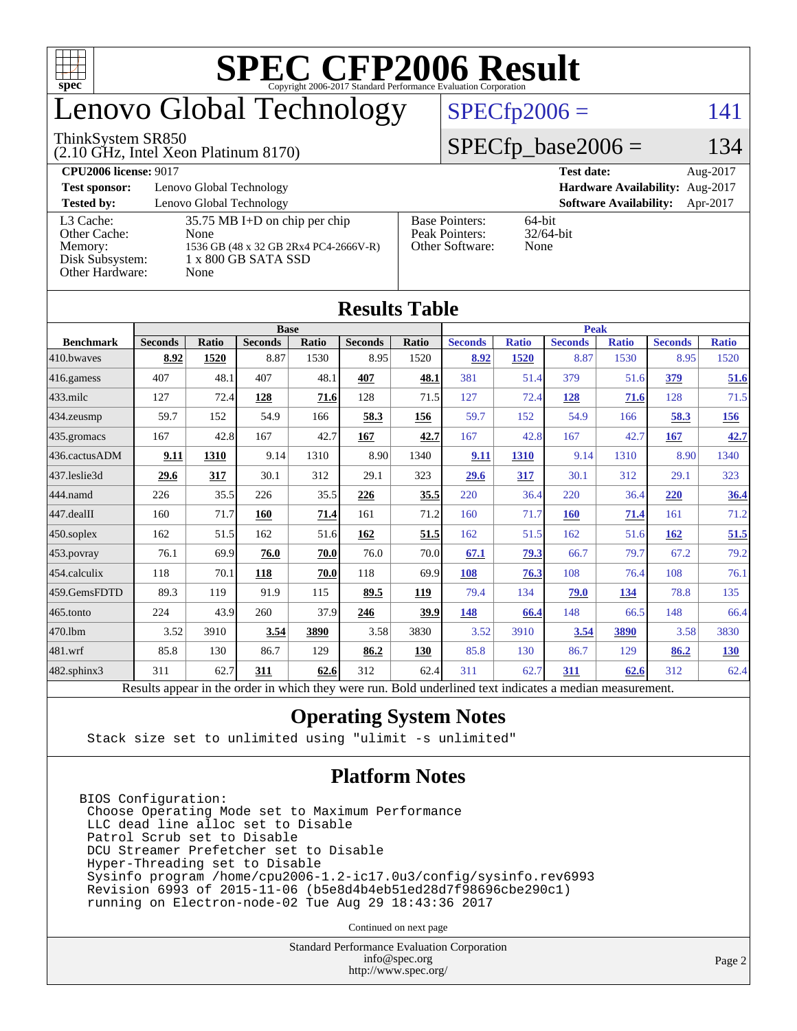# SPEC CFP2006 Result

Copyright 2006-2017 Standard Performance Evaluation Corporation

## Lenovo Global Technology

ThinkSystem SR850
(2.10 GHz, Intel Xeon Platinum 8170)

SPECfp2006 = 141

SPECfp_base2006 = 134

| | | | |
|---|---|---|---|
| **CPU2006 license:** 9017 | | **Test date:** | Aug-2017 |
| **Test sponsor:** | Lenovo Global Technology | **Hardware Availability:** | Aug-2017 |
| **Tested by:** | Lenovo Global Technology | **Software Availability:** | Apr-2017 |

| | |
|---|---|
| L3 Cache: | 35.75 MB I+D on chip per chip |
| Other Cache: | None |
| Memory: | 1536 GB (48 x 32 GB 2Rx4 PC4-2666V-R) |
| Disk Subsystem: | 1 x 800 GB SATA SSD |
| Other Hardware: | None |

| | |
|---|---|
| Base Pointers: | 64-bit |
| Peak Pointers: | 32/64-bit |
| Other Software: | None |

## Results Table

| | Base | | | | | | Peak | | | | | |
|---|---|---|---|---|---|---|---|---|---|---|---|---|
| **Benchmark** | **Seconds** | **Ratio** | **Seconds** | **Ratio** | **Seconds** | **Ratio** | **Seconds** | **Ratio** | **Seconds** | **Ratio** | **Seconds** | **Ratio** |
| 410.bwaves | **8.92** | **1520** | 8.87 | 1530 | 8.95 | 1520 | **8.92** | **1520** | 8.87 | 1530 | 8.95 | 1520 |
| 416.gamess | 407 | 48.1 | 407 | 48.1 | **407** | **48.1** | 381 | 51.4 | 379 | 51.6 | **379** | **51.6** |
| 433.milc | 127 | 72.4 | **128** | **71.6** | 128 | 71.5 | 127 | 72.4 | **128** | **71.6** | 128 | 71.5 |
| 434.zeusmp | 59.7 | 152 | 54.9 | 166 | **58.3** | **156** | 59.7 | 152 | 54.9 | 166 | **58.3** | **156** |
| 435.gromacs | 167 | 42.8 | 167 | 42.7 | **167** | **42.7** | 167 | 42.8 | 167 | 42.7 | **167** | **42.7** |
| 436.cactusADM | **9.11** | **1310** | 9.14 | 1310 | 8.90 | 1340 | **9.11** | **1310** | 9.14 | 1310 | 8.90 | 1340 |
| 437.leslie3d | **29.6** | **317** | 30.1 | 312 | 29.1 | 323 | **29.6** | **317** | 30.1 | 312 | 29.1 | 323 |
| 444.namd | 226 | 35.5 | 226 | 35.5 | **226** | **35.5** | 220 | 36.4 | 220 | 36.4 | **220** | **36.4** |
| 447.dealII | 160 | 71.7 | **160** | **71.4** | 161 | 71.2 | 160 | 71.7 | **160** | **71.4** | 161 | 71.2 |
| 450.soplex | 162 | 51.5 | 162 | 51.6 | **162** | **51.5** | 162 | 51.5 | 162 | 51.6 | **162** | **51.5** |
| 453.povray | 76.1 | 69.9 | **76.0** | **70.0** | 76.0 | 70.0 | **67.1** | **79.3** | 66.7 | 79.7 | 67.2 | 79.2 |
| 454.calculix | 118 | 70.1 | **118** | **70.0** | 118 | 69.9 | **108** | **76.3** | 108 | 76.4 | 108 | 76.1 |
| 459.GemsFDTD | 89.3 | 119 | 91.9 | 115 | **89.5** | **119** | 79.4 | 134 | **79.0** | **134** | 78.8 | 135 |
| 465.tonto | 224 | 43.9 | 260 | 37.9 | **246** | **39.9** | **148** | **66.4** | 148 | 66.5 | 148 | 66.4 |
| 470.lbm | 3.52 | 3910 | **3.54** | **3890** | 3.58 | 3830 | 3.52 | 3910 | **3.54** | **3890** | 3.58 | 3830 |
| 481.wrf | 85.8 | 130 | 86.7 | 129 | **86.2** | **130** | 85.8 | 130 | 86.7 | 129 | **86.2** | **130** |
| 482.sphinx3 | 311 | 62.7 | **311** | **62.6** | 312 | 62.4 | 311 | 62.7 | **311** | **62.6** | 312 | 62.4 |

Results appear in the order in which they were run. Bold underlined text indicates a median measurement.

## Operating System Notes

```
Stack size set to unlimited using "ulimit -s unlimited"
```

## Platform Notes

```
BIOS Configuration:
 Choose Operating Mode set to Maximum Performance
 LLC dead line alloc set to Disable
 Patrol Scrub set to Disable
 DCU Streamer Prefetcher set to Disable
 Hyper-Threading set to Disable
 Sysinfo program /home/cpu2006-1.2-ic17.0u3/config/sysinfo.rev6993
 Revision 6993 of 2015-11-06 (b5e8d4b4eb51ed28d7f98696cbe290c1)
 running on Electron-node-02 Tue Aug 29 18:43:36 2017
```

Continued on next page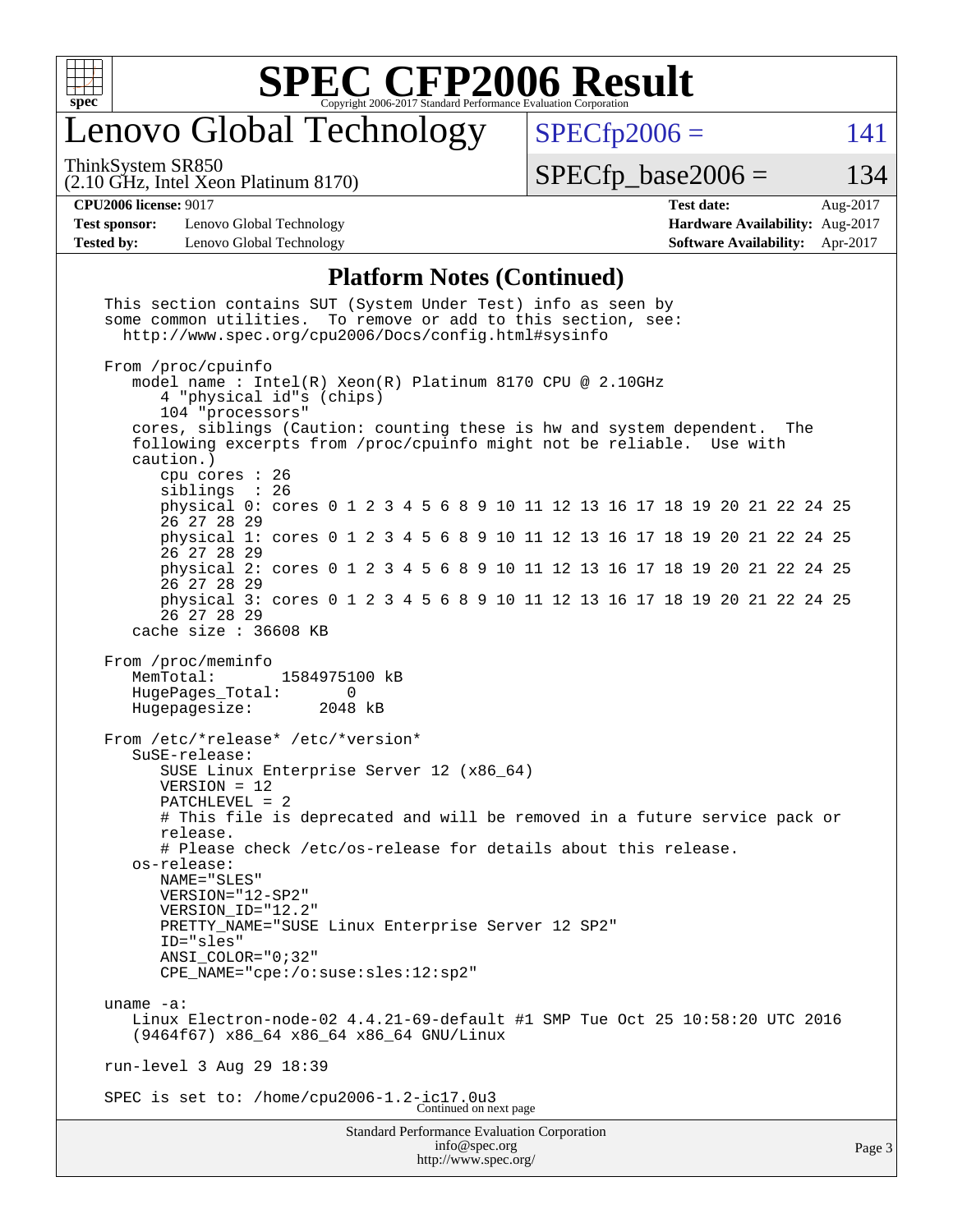# SPEC CFP2006 Result

Copyright 2006-2017 Standard Performance Evaluation Corporation

## Lenovo Global Technology

ThinkSystem SR850
(2.10 GHz, Intel Xeon Platinum 8170)

SPECfp2006 = 141

SPECfp_base2006 = 134

| | | | |
|---|---|---|---|
| **CPU2006 license:** 9017 | | **Test date:** | Aug-2017 |
| **Test sponsor:** | Lenovo Global Technology | **Hardware Availability:** | Aug-2017 |
| **Tested by:** | Lenovo Global Technology | **Software Availability:** | Apr-2017 |

## Platform Notes (Continued)

```
This section contains SUT (System Under Test) info as seen by
some common utilities.  To remove or add to this section, see:
  http://www.spec.org/cpu2006/Docs/config.html#sysinfo

From /proc/cpuinfo
   model name : Intel(R) Xeon(R) Platinum 8170 CPU @ 2.10GHz
      4 "physical id"s (chips)
      104 "processors"
   cores, siblings (Caution: counting these is hw and system dependent.  The
   following excerpts from /proc/cpuinfo might not be reliable.  Use with
   caution.)
      cpu cores : 26
      siblings  : 26
      physical 0: cores 0 1 2 3 4 5 6 8 9 10 11 12 13 16 17 18 19 20 21 22 24 25
      26 27 28 29
      physical 1: cores 0 1 2 3 4 5 6 8 9 10 11 12 13 16 17 18 19 20 21 22 24 25
      26 27 28 29
      physical 2: cores 0 1 2 3 4 5 6 8 9 10 11 12 13 16 17 18 19 20 21 22 24 25
      26 27 28 29
      physical 3: cores 0 1 2 3 4 5 6 8 9 10 11 12 13 16 17 18 19 20 21 22 24 25
      26 27 28 29
   cache size : 36608 KB

From /proc/meminfo
   MemTotal:       1584975100 kB
   HugePages_Total:       0
   Hugepagesize:       2048 kB

From /etc/*release* /etc/*version*
   SuSE-release:
      SUSE Linux Enterprise Server 12 (x86_64)
      VERSION = 12
      PATCHLEVEL = 2
      # This file is deprecated and will be removed in a future service pack or
      release.
      # Please check /etc/os-release for details about this release.
   os-release:
      NAME="SLES"
      VERSION="12-SP2"
      VERSION_ID="12.2"
      PRETTY_NAME="SUSE Linux Enterprise Server 12 SP2"
      ID="sles"
      ANSI_COLOR="0;32"
      CPE_NAME="cpe:/o:suse:sles:12:sp2"

uname -a:
   Linux Electron-node-02 4.4.21-69-default #1 SMP Tue Oct 25 10:58:20 UTC 2016
   (9464f67) x86_64 x86_64 x86_64 GNU/Linux

run-level 3 Aug 29 18:39

SPEC is set to: /home/cpu2006-1.2-ic17.0u3
```

Continued on next page

Standard Performance Evaluation Corporation
info@spec.org
http://www.spec.org/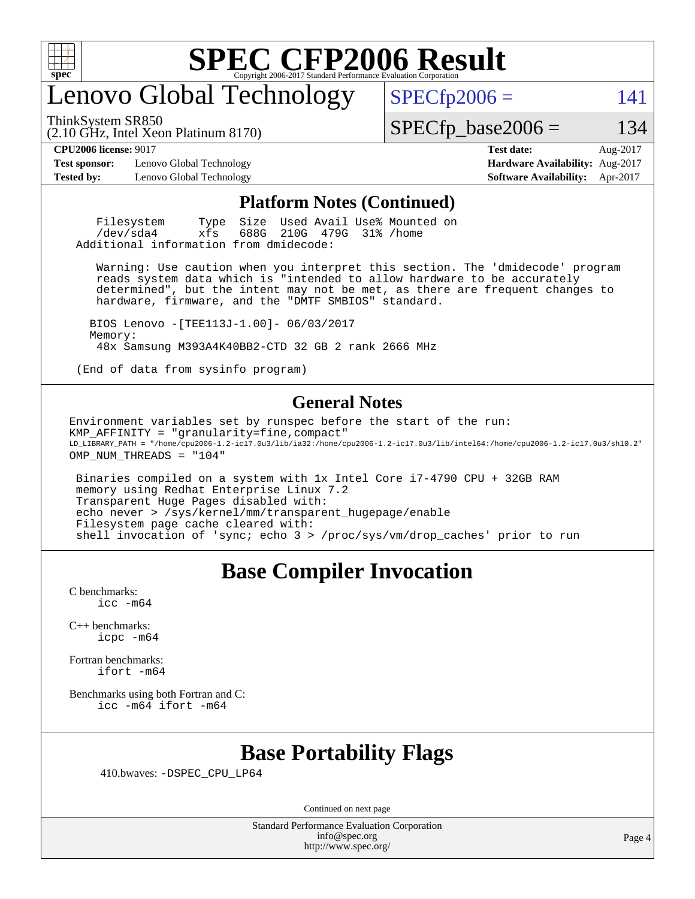# SPEC CFP2006 Result

Copyright 2006-2017 Standard Performance Evaluation Corporation

## Lenovo Global Technology

ThinkSystem SR850
(2.10 GHz, Intel Xeon Platinum 8170)

SPECfp2006 = 141

SPECfp_base2006 = 134

| | | | |
|---|---|---|---|
| **CPU2006 license:** 9017 | | **Test date:** | Aug-2017 |
| **Test sponsor:** | Lenovo Global Technology | **Hardware Availability:** | Aug-2017 |
| **Tested by:** | Lenovo Global Technology | **Software Availability:** | Apr-2017 |

### Platform Notes (Continued)

```
    Filesystem     Type  Size  Used Avail Use% Mounted on
    /dev/sda4      xfs   688G  210G  479G  31% /home
 Additional information from dmidecode:

    Warning: Use caution when you interpret this section. The 'dmidecode' program
    reads system data which is "intended to allow hardware to be accurately
    determined", but the intent may not be met, as there are frequent changes to
    hardware, firmware, and the "DMTF SMBIOS" standard.

   BIOS Lenovo -[TEE113J-1.00]- 06/03/2017
   Memory:
    48x Samsung M393A4K40BB2-CTD 32 GB 2 rank 2666 MHz

 (End of data from sysinfo program)
```

### General Notes

```
Environment variables set by runspec before the start of the run:
KMP_AFFINITY = "granularity=fine,compact"
LD_LIBRARY_PATH = "/home/cpu2006-1.2-ic17.0u3/lib/ia32:/home/cpu2006-1.2-ic17.0u3/lib/intel64:/home/cpu2006-1.2-ic17.0u3/sh10.2"
OMP_NUM_THREADS = "104"

 Binaries compiled on a system with 1x Intel Core i7-4790 CPU + 32GB RAM
 memory using Redhat Enterprise Linux 7.2
 Transparent Huge Pages disabled with:
 echo never > /sys/kernel/mm/transparent_hugepage/enable
 Filesystem page cache cleared with:
 shell invocation of 'sync; echo 3 > /proc/sys/vm/drop_caches' prior to run
```

## Base Compiler Invocation

C benchmarks:
`icc -m64`

C++ benchmarks:
`icpc -m64`

Fortran benchmarks:
`ifort -m64`

Benchmarks using both Fortran and C:
`icc -m64 ifort -m64`

## Base Portability Flags

410.bwaves: `-DSPEC_CPU_LP64`

Continued on next page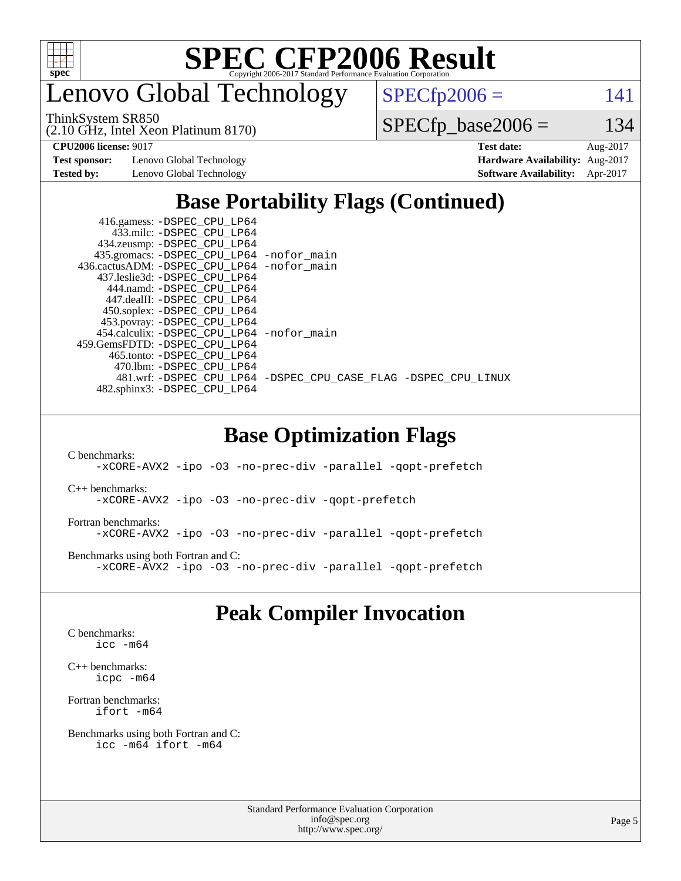# SPEC CFP2006 Result

Copyright 2006-2017 Standard Performance Evaluation Corporation

# Lenovo Global Technology

ThinkSystem SR850
(2.10 GHz, Intel Xeon Platinum 8170)

SPECfp2006 = 141

SPECfp_base2006 = 134

| | | | |
|---|---|---|---|
| **CPU2006 license:** 9017 | | **Test date:** | Aug-2017 |
| **Test sponsor:** | Lenovo Global Technology | **Hardware Availability:** | Aug-2017 |
| **Tested by:** | Lenovo Global Technology | **Software Availability:** | Apr-2017 |

## Base Portability Flags (Continued)

416.gamess: -DSPEC_CPU_LP64
433.milc: -DSPEC_CPU_LP64
434.zeusmp: -DSPEC_CPU_LP64
435.gromacs: -DSPEC_CPU_LP64 -nofor_main
436.cactusADM: -DSPEC_CPU_LP64 -nofor_main
437.leslie3d: -DSPEC_CPU_LP64
444.namd: -DSPEC_CPU_LP64
447.dealII: -DSPEC_CPU_LP64
450.soplex: -DSPEC_CPU_LP64
453.povray: -DSPEC_CPU_LP64
454.calculix: -DSPEC_CPU_LP64 -nofor_main
459.GemsFDTD: -DSPEC_CPU_LP64
465.tonto: -DSPEC_CPU_LP64
470.lbm: -DSPEC_CPU_LP64
481.wrf: -DSPEC_CPU_LP64 -DSPEC_CPU_CASE_FLAG -DSPEC_CPU_LINUX
482.sphinx3: -DSPEC_CPU_LP64

## Base Optimization Flags

C benchmarks:
-xCORE-AVX2 -ipo -O3 -no-prec-div -parallel -qopt-prefetch

C++ benchmarks:
-xCORE-AVX2 -ipo -O3 -no-prec-div -qopt-prefetch

Fortran benchmarks:
-xCORE-AVX2 -ipo -O3 -no-prec-div -parallel -qopt-prefetch

Benchmarks using both Fortran and C:
-xCORE-AVX2 -ipo -O3 -no-prec-div -parallel -qopt-prefetch

## Peak Compiler Invocation

C benchmarks:
icc -m64

C++ benchmarks:
icpc -m64

Fortran benchmarks:
ifort -m64

Benchmarks using both Fortran and C:
icc -m64 ifort -m64

Standard Performance Evaluation Corporation
info@spec.org
http://www.spec.org/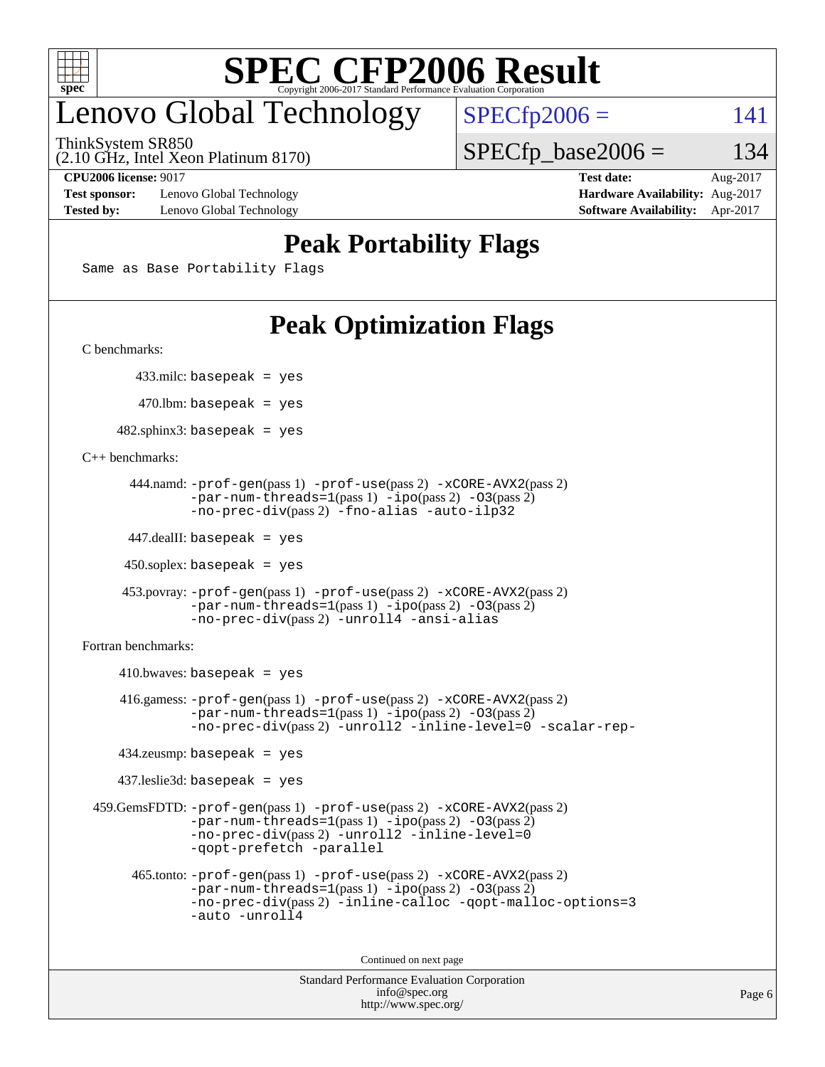# SPEC CFP2006 Result

Copyright 2006-2017 Standard Performance Evaluation Corporation

## Lenovo Global Technology

ThinkSystem SR850
(2.10 GHz, Intel Xeon Platinum 8170)

SPECfp2006 = 141

SPECfp_base2006 = 134

| | | | |
|---|---|---|---|
| **CPU2006 license:** 9017 | | **Test date:** | Aug-2017 |
| **Test sponsor:** | Lenovo Global Technology | **Hardware Availability:** | Aug-2017 |
| **Tested by:** | Lenovo Global Technology | **Software Availability:** | Apr-2017 |

## Peak Portability Flags

```
Same as Base Portability Flags
```

## Peak Optimization Flags

C benchmarks:

433.milc: `basepeak = yes`

470.lbm: `basepeak = yes`

482.sphinx3: `basepeak = yes`

C++ benchmarks:

444.namd: `-prof-gen`(pass 1) `-prof-use`(pass 2) `-xCORE-AVX2`(pass 2) `-par-num-threads=1`(pass 1) `-ipo`(pass 2) `-O3`(pass 2) `-no-prec-div`(pass 2) `-fno-alias -auto-ilp32`

447.dealII: `basepeak = yes`

450.soplex: `basepeak = yes`

453.povray: `-prof-gen`(pass 1) `-prof-use`(pass 2) `-xCORE-AVX2`(pass 2) `-par-num-threads=1`(pass 1) `-ipo`(pass 2) `-O3`(pass 2) `-no-prec-div`(pass 2) `-unroll4 -ansi-alias`

Fortran benchmarks:

410.bwaves: `basepeak = yes`

416.gamess: `-prof-gen`(pass 1) `-prof-use`(pass 2) `-xCORE-AVX2`(pass 2) `-par-num-threads=1`(pass 1) `-ipo`(pass 2) `-O3`(pass 2) `-no-prec-div`(pass 2) `-unroll2 -inline-level=0 -scalar-rep-`

434.zeusmp: `basepeak = yes`

437.leslie3d: `basepeak = yes`

459.GemsFDTD: `-prof-gen`(pass 1) `-prof-use`(pass 2) `-xCORE-AVX2`(pass 2) `-par-num-threads=1`(pass 1) `-ipo`(pass 2) `-O3`(pass 2) `-no-prec-div`(pass 2) `-unroll2 -inline-level=0 -qopt-prefetch -parallel`

465.tonto: `-prof-gen`(pass 1) `-prof-use`(pass 2) `-xCORE-AVX2`(pass 2) `-par-num-threads=1`(pass 1) `-ipo`(pass 2) `-O3`(pass 2) `-no-prec-div`(pass 2) `-inline-calloc -qopt-malloc-options=3 -auto -unroll4`

Continued on next page

Standard Performance Evaluation Corporation
info@spec.org
http://www.spec.org/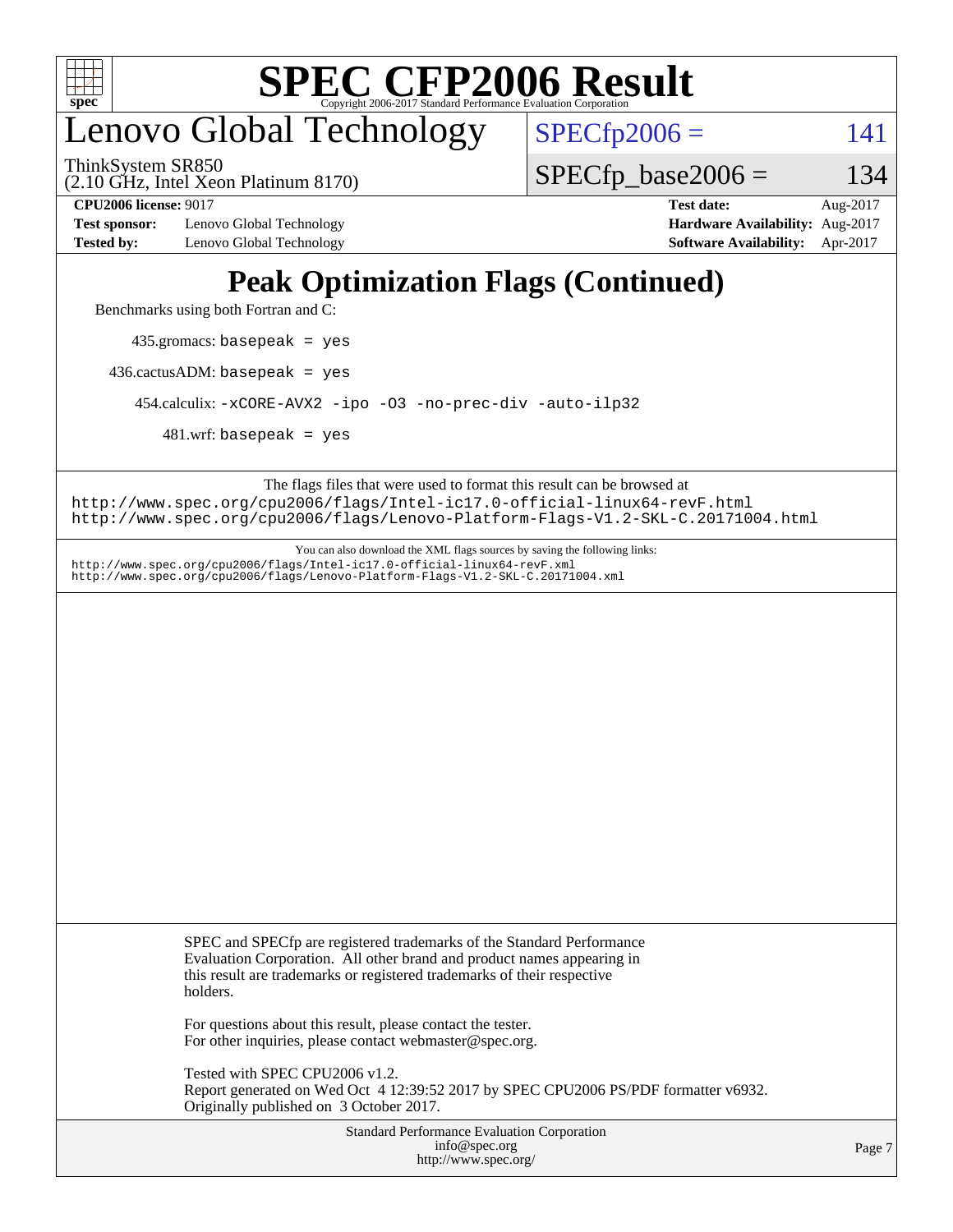# Peak Optimization Flags (Continued)

Benchmarks using both Fortran and C:

435.gromacs: basepeak = yes

436.cactusADM: basepeak = yes

454.calculix: -xCORE-AVX2 -ipo -O3 -no-prec-div -auto-ilp32

481.wrf: basepeak = yes

The flags files that were used to format this result can be browsed at
http://www.spec.org/cpu2006/flags/Intel-ic17.0-official-linux64-revF.html
http://www.spec.org/cpu2006/flags/Lenovo-Platform-Flags-V1.2-SKL-C.20171004.html

You can also download the XML flags sources by saving the following links:
http://www.spec.org/cpu2006/flags/Intel-ic17.0-official-linux64-revF.xml
http://www.spec.org/cpu2006/flags/Lenovo-Platform-Flags-V1.2-SKL-C.20171004.xml

SPEC and SPECfp are registered trademarks of the Standard Performance Evaluation Corporation. All other brand and product names appearing in this result are trademarks or registered trademarks of their respective holders.

For questions about this result, please contact the tester.
For other inquiries, please contact webmaster@spec.org.

Tested with SPEC CPU2006 v1.2.
Report generated on Wed Oct 4 12:39:52 2017 by SPEC CPU2006 PS/PDF formatter v6932.
Originally published on 3 October 2017.